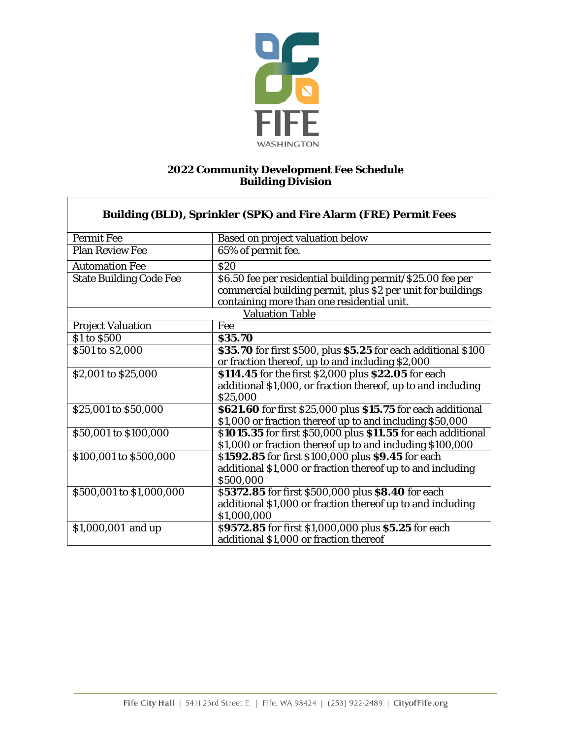# 2022 Community Development Fee Schedule
## Building Division

| Building (BLD), Sprinkler (SPK) and Fire Alarm (FRE) Permit Fees | |
|---|---|
| Permit Fee | Based on project valuation below |
| Plan Review Fee | 65% of permit fee. |
| Automation Fee | $20 |
| State Building Code Fee | $6.50 fee per residential building permit/$25.00 fee per commercial building permit, plus $2 per unit for buildings containing more than one residential unit. |
| Valuation Table | |
| Project Valuation | Fee |
| $1 to $500 | **$35.70** |
| $501 to $2,000 | **$35.70** for first $500, plus **$5.25** for each additional $100 or fraction thereof, up to and including $2,000 |
| $2,001 to $25,000 | **$114.45** for the first $2,000 plus **$22.05** for each additional $1,000, or fraction thereof, up to and including $25,000 |
| $25,001 to $50,000 | **$621.60** for first $25,000 plus **$15.75** for each additional $1,000 or fraction thereof up to and including $50,000 |
| $50,001 to $100,000 | $**1015.35** for first $50,000 plus **$11.55** for each additional $1,000 or fraction thereof up to and including $100,000 |
| $100,001 to $500,000 | $**1592.85** for first $100,000 plus **$9.45** for each additional $1,000 or fraction thereof up to and including $500,000 |
| $500,001 to $1,000,000 | $**5372.85** for first $500,000 plus **$8.40** for each additional $1,000 or fraction thereof up to and including $1,000,000 |
| $1,000,001 and up | $**9572.85** for first $1,000,000 plus **$5.25** for each additional $1,000 or fraction thereof |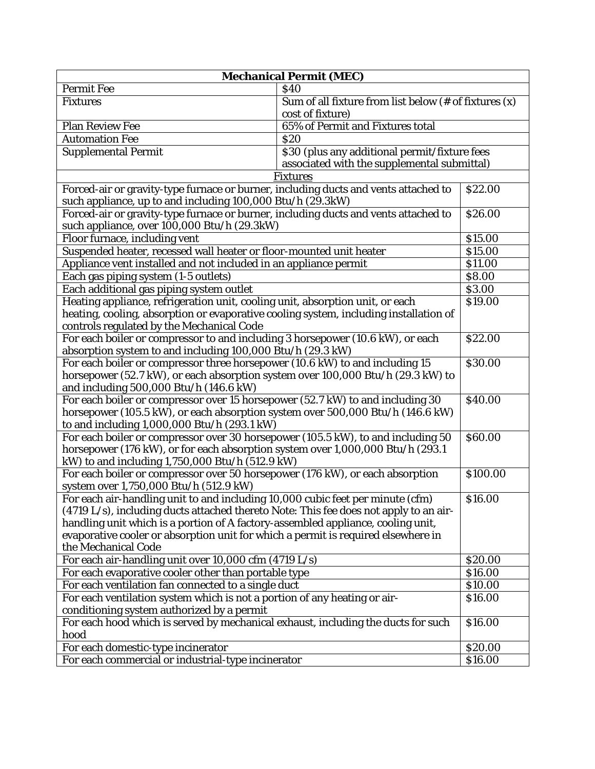| Mechanical Permit (MEC) | |
| --- | --- |
| Permit Fee | $40 |
| Fixtures | Sum of all fixture from list below (# of fixtures (x) cost of fixture) |
| Plan Review Fee | 65% of Permit and Fixtures total |
| Automation Fee | $20 |
| Supplemental Permit | $30 (plus any additional permit/fixture fees associated with the supplemental submittal) |

| Fixtures | |
| --- | --- |
| Forced-air or gravity-type furnace or burner, including ducts and vents attached to such appliance, up to and including 100,000 Btu/h (29.3kW) | $22.00 |
| Forced-air or gravity-type furnace or burner, including ducts and vents attached to such appliance, over 100,000 Btu/h (29.3kW) | $26.00 |
| Floor furnace, including vent | $15.00 |
| Suspended heater, recessed wall heater or floor-mounted unit heater | $15.00 |
| Appliance vent installed and not included in an appliance permit | $11.00 |
| Each gas piping system (1-5 outlets) | $8.00 |
| Each additional gas piping system outlet | $3.00 |
| Heating appliance, refrigeration unit, cooling unit, absorption unit, or each heating, cooling, absorption or evaporative cooling system, including installation of controls regulated by the Mechanical Code | $19.00 |
| For each boiler or compressor to and including 3 horsepower (10.6 kW), or each absorption system to and including 100,000 Btu/h (29.3 kW) | $22.00 |
| For each boiler or compressor three horsepower (10.6 kW) to and including 15 horsepower (52.7 kW), or each absorption system over 100,000 Btu/h (29.3 kW) to and including 500,000 Btu/h (146.6 kW) | $30.00 |
| For each boiler or compressor over 15 horsepower (52.7 kW) to and including 30 horsepower (105.5 kW), or each absorption system over 500,000 Btu/h (146.6 kW) to and including 1,000,000 Btu/h (293.1 kW) | $40.00 |
| For each boiler or compressor over 30 horsepower (105.5 kW), to and including 50 horsepower (176 kW), or for each absorption system over 1,000,000 Btu/h (293.1 kW) to and including 1,750,000 Btu/h (512.9 kW) | $60.00 |
| For each boiler or compressor over 50 horsepower (176 kW), or each absorption system over 1,750,000 Btu/h (512.9 kW) | $100.00 |
| For each air-handling unit to and including 10,000 cubic feet per minute (cfm) (4719 L/s), including ducts attached thereto Note: This fee does not apply to an air-handling unit which is a portion of A factory-assembled appliance, cooling unit, evaporative cooler or absorption unit for which a permit is required elsewhere in the Mechanical Code | $16.00 |
| For each air-handling unit over 10,000 cfm (4719 L/s) | $20.00 |
| For each evaporative cooler other than portable type | $16.00 |
| For each ventilation fan connected to a single duct | $10.00 |
| For each ventilation system which is not a portion of any heating or air-conditioning system authorized by a permit | $16.00 |
| For each hood which is served by mechanical exhaust, including the ducts for such hood | $16.00 |
| For each domestic-type incinerator | $20.00 |
| For each commercial or industrial-type incinerator | $16.00 |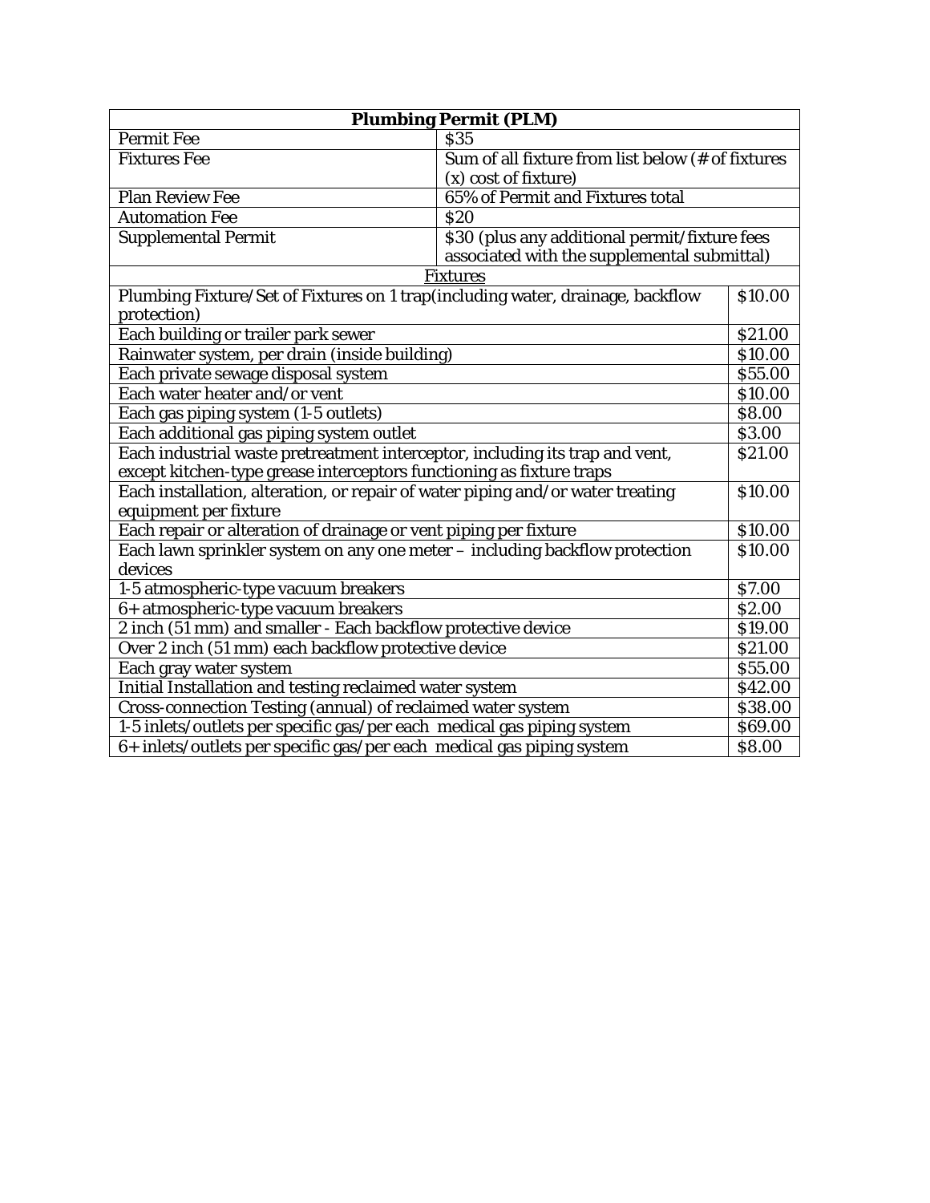| Plumbing Permit (PLM) | |
|---|---|
| Permit Fee | $35 |
| Fixtures Fee | Sum of all fixture from list below (# of fixtures (x) cost of fixture) |
| Plan Review Fee | 65% of Permit and Fixtures total |
| Automation Fee | $20 |
| Supplemental Permit | $30 (plus any additional permit/fixture fees associated with the supplemental submittal) |

| Fixtures | |
|---|---|
| Plumbing Fixture/Set of Fixtures on 1 trap(including water, drainage, backflow protection) | $10.00 |
| Each building or trailer park sewer | $21.00 |
| Rainwater system, per drain (inside building) | $10.00 |
| Each private sewage disposal system | $55.00 |
| Each water heater and/or vent | $10.00 |
| Each gas piping system (1-5 outlets) | $8.00 |
| Each additional gas piping system outlet | $3.00 |
| Each industrial waste pretreatment interceptor, including its trap and vent, except kitchen-type grease interceptors functioning as fixture traps | $21.00 |
| Each installation, alteration, or repair of water piping and/or water treating equipment per fixture | $10.00 |
| Each repair or alteration of drainage or vent piping per fixture | $10.00 |
| Each lawn sprinkler system on any one meter – including backflow protection devices | $10.00 |
| 1-5 atmospheric-type vacuum breakers | $7.00 |
| 6+ atmospheric-type vacuum breakers | $2.00 |
| 2 inch (51 mm) and smaller - Each backflow protective device | $19.00 |
| Over 2 inch (51 mm) each backflow protective device | $21.00 |
| Each gray water system | $55.00 |
| Initial Installation and testing reclaimed water system | $42.00 |
| Cross-connection Testing (annual) of reclaimed water system | $38.00 |
| 1-5 inlets/outlets per specific gas/per each medical gas piping system | $69.00 |
| 6+ inlets/outlets per specific gas/per each medical gas piping system | $8.00 |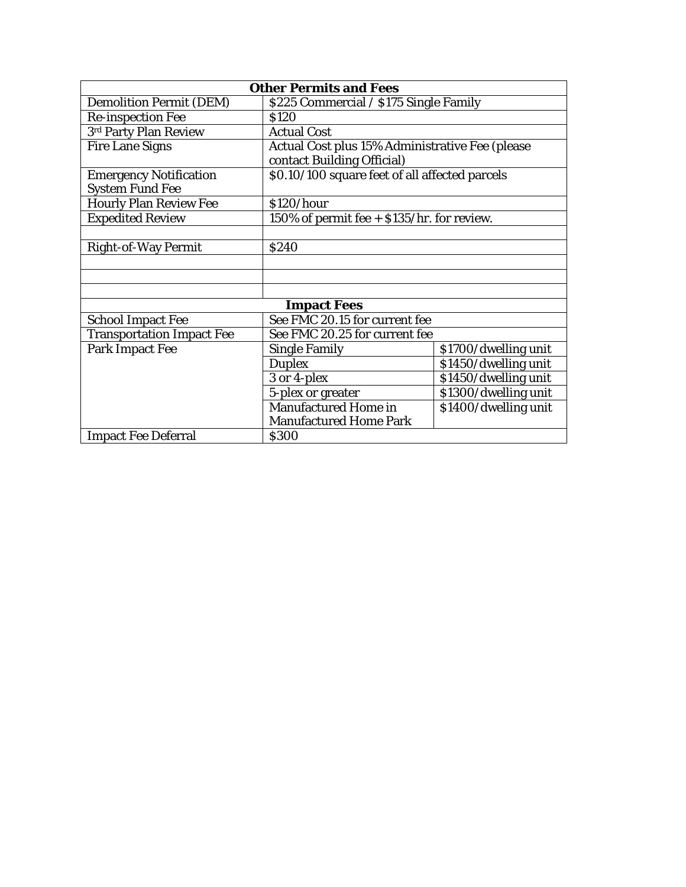| Other Permits and Fees | | |
|---|---|---|
| Demolition Permit (DEM) | $225 Commercial / $175 Single Family | |
| Re-inspection Fee | $120 | |
| 3rd Party Plan Review | Actual Cost | |
| Fire Lane Signs | Actual Cost plus 15% Administrative Fee (please contact Building Official) | |
| Emergency Notification System Fund Fee | $0.10/100 square feet of all affected parcels | |
| Hourly Plan Review Fee | $120/hour | |
| Expedited Review | 150% of permit fee + $135/hr. for review. | |
| | | |
| Right-of-Way Permit | $240 | |
| | | |
| | | |
| | | |
| **Impact Fees** | | |
| School Impact Fee | See FMC 20.15 for current fee | |
| Transportation Impact Fee | See FMC 20.25 for current fee | |
| Park Impact Fee | Single Family | $1700/dwelling unit |
| | Duplex | $1450/dwelling unit |
| | 3 or 4-plex | $1450/dwelling unit |
| | 5-plex or greater | $1300/dwelling unit |
| | Manufactured Home in Manufactured Home Park | $1400/dwelling unit |
| Impact Fee Deferral | $300 | |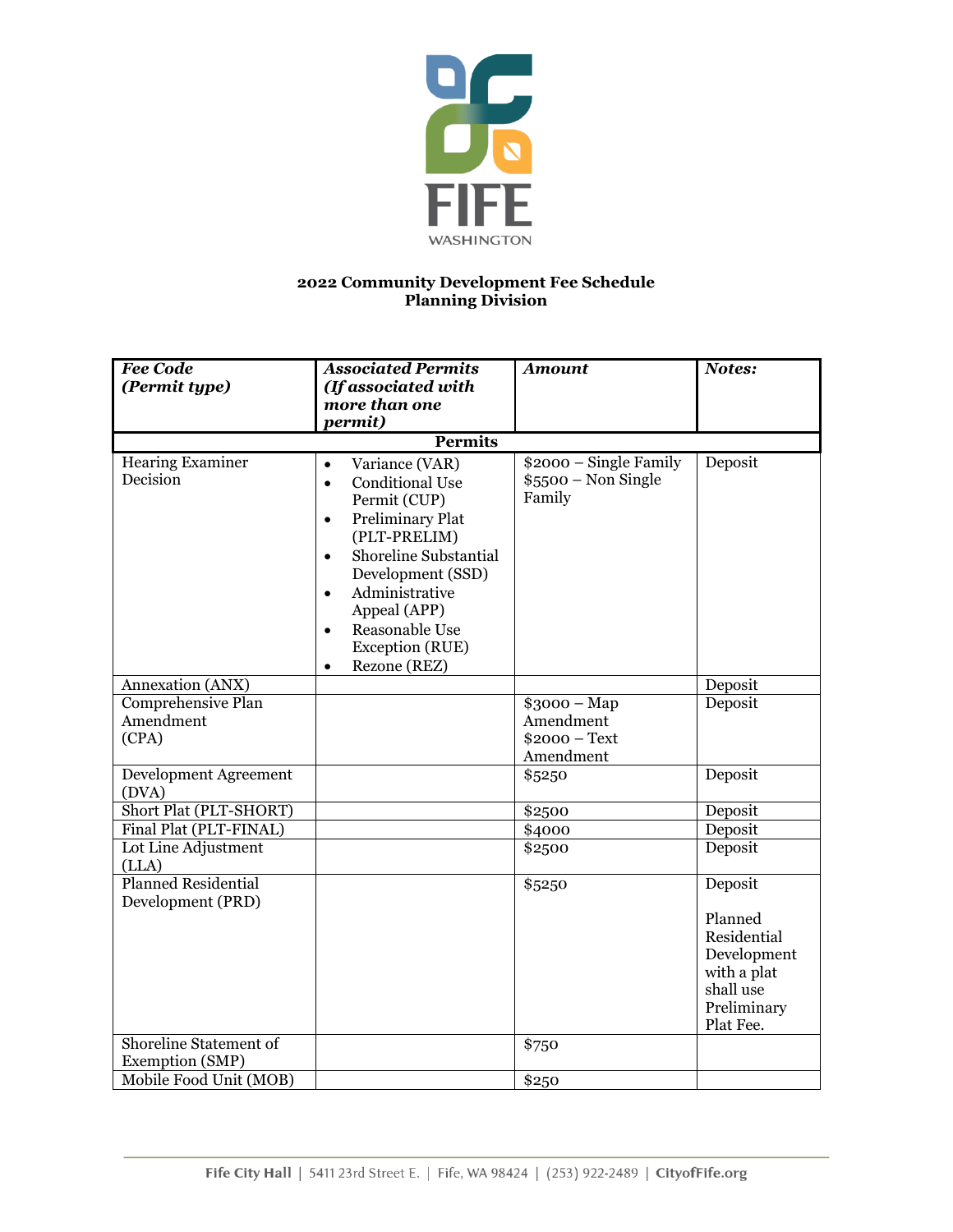FIFE
WASHINGTON

**2022 Community Development Fee Schedule**
**Planning Division**

| ***Fee Code (Permit type)*** | ***Associated Permits (If associated with more than one permit)*** | ***Amount*** | ***Notes:*** |
|---|---|---|---|
| **Permits** | | | |
| Hearing Examiner Decision | • Variance (VAR)<br>• Conditional Use Permit (CUP)<br>• Preliminary Plat (PLT-PRELIM)<br>• Shoreline Substantial Development (SSD)<br>• Administrative Appeal (APP)<br>• Reasonable Use Exception (RUE)<br>• Rezone (REZ) | \$2000 – Single Family<br>\$5500 – Non Single Family | Deposit |
| Annexation (ANX) | | | Deposit |
| Comprehensive Plan Amendment (CPA) | | \$3000 – Map Amendment<br>\$2000 – Text Amendment | Deposit |
| Development Agreement (DVA) | | \$5250 | Deposit |
| Short Plat (PLT-SHORT) | | \$2500 | Deposit |
| Final Plat (PLT-FINAL) | | \$4000 | Deposit |
| Lot Line Adjustment (LLA) | | \$2500 | Deposit |
| Planned Residential Development (PRD) | | \$5250 | Deposit<br><br>Planned Residential Development with a plat shall use Preliminary Plat Fee. |
| Shoreline Statement of Exemption (SMP) | | \$750 | |
| Mobile Food Unit (MOB) | | \$250 | |

Fife City Hall | 5411 23rd Street E. | Fife, WA 98424 | (253) 922-2489 | CityofFife.org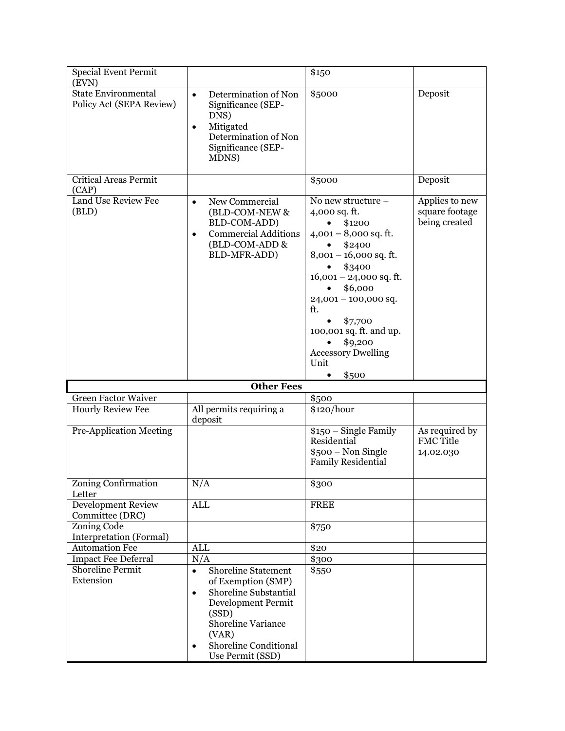| | | | |
|---|---|---|---|
| Special Event Permit (EVN) | | $150 | |
| State Environmental Policy Act (SEPA Review) | • Determination of Non Significance (SEP-DNS)<br>• Mitigated Determination of Non Significance (SEP-MDNS) | $5000 | Deposit |
| Critical Areas Permit (CAP) | | $5000 | Deposit |
| Land Use Review Fee (BLD) | • New Commercial (BLD-COM-NEW & BLD-COM-ADD)<br>• Commercial Additions (BLD-COM-ADD & BLD-MFR-ADD) | No new structure – 4,000 sq. ft.<br>• $1200<br>4,001 – 8,000 sq. ft.<br>• $2400<br>8,001 – 16,000 sq. ft.<br>• $3400<br>16,001 – 24,000 sq. ft.<br>• $6,000<br>24,001 – 100,000 sq. ft.<br>• $7,700<br>100,001 sq. ft. and up.<br>• $9,200<br>Accessory Dwelling Unit<br>• $500 | Applies to new square footage being created |
| **Other Fees** | | | |
| Green Factor Waiver | | $500 | |
| Hourly Review Fee | All permits requiring a deposit | $120/hour | |
| Pre-Application Meeting | | $150 – Single Family Residential<br>$500 – Non Single Family Residential | As required by FMC Title 14.02.030 |
| Zoning Confirmation Letter | N/A | $300 | |
| Development Review Committee (DRC) | ALL | FREE | |
| Zoning Code Interpretation (Formal) | | $750 | |
| Automation Fee | ALL | $20 | |
| Impact Fee Deferral | N/A | $300 | |
| Shoreline Permit Extension | • Shoreline Statement of Exemption (SMP)<br>• Shoreline Substantial Development Permit (SSD)<br>Shoreline Variance (VAR)<br>• Shoreline Conditional Use Permit (SSD) | $550 | |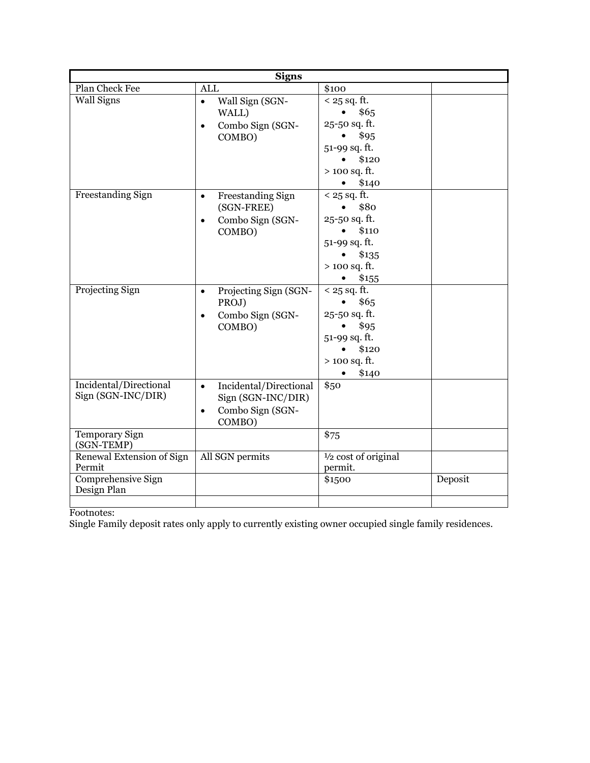| Signs | | | |
|---|---|---|---|
| Plan Check Fee | ALL | $100 | |
| Wall Signs | • Wall Sign (SGN-WALL) • Combo Sign (SGN-COMBO) | < 25 sq. ft. • $65 25-50 sq. ft. • $95 51-99 sq. ft. • $120 > 100 sq. ft. • $140 | |
| Freestanding Sign | • Freestanding Sign (SGN-FREE) • Combo Sign (SGN-COMBO) | < 25 sq. ft. • $80 25-50 sq. ft. • $110 51-99 sq. ft. • $135 > 100 sq. ft. • $155 | |
| Projecting Sign | • Projecting Sign (SGN-PROJ) • Combo Sign (SGN-COMBO) | < 25 sq. ft. • $65 25-50 sq. ft. • $95 51-99 sq. ft. • $120 > 100 sq. ft. • $140 | |
| Incidental/Directional Sign (SGN-INC/DIR) | • Incidental/Directional Sign (SGN-INC/DIR) • Combo Sign (SGN-COMBO) | $50 | |
| Temporary Sign (SGN-TEMP) | | $75 | |
| Renewal Extension of Sign Permit | All SGN permits | ½ cost of original permit. | |
| Comprehensive Sign Design Plan | | $1500 | Deposit |
| | | | |

Footnotes:

Single Family deposit rates only apply to currently existing owner occupied single family residences.